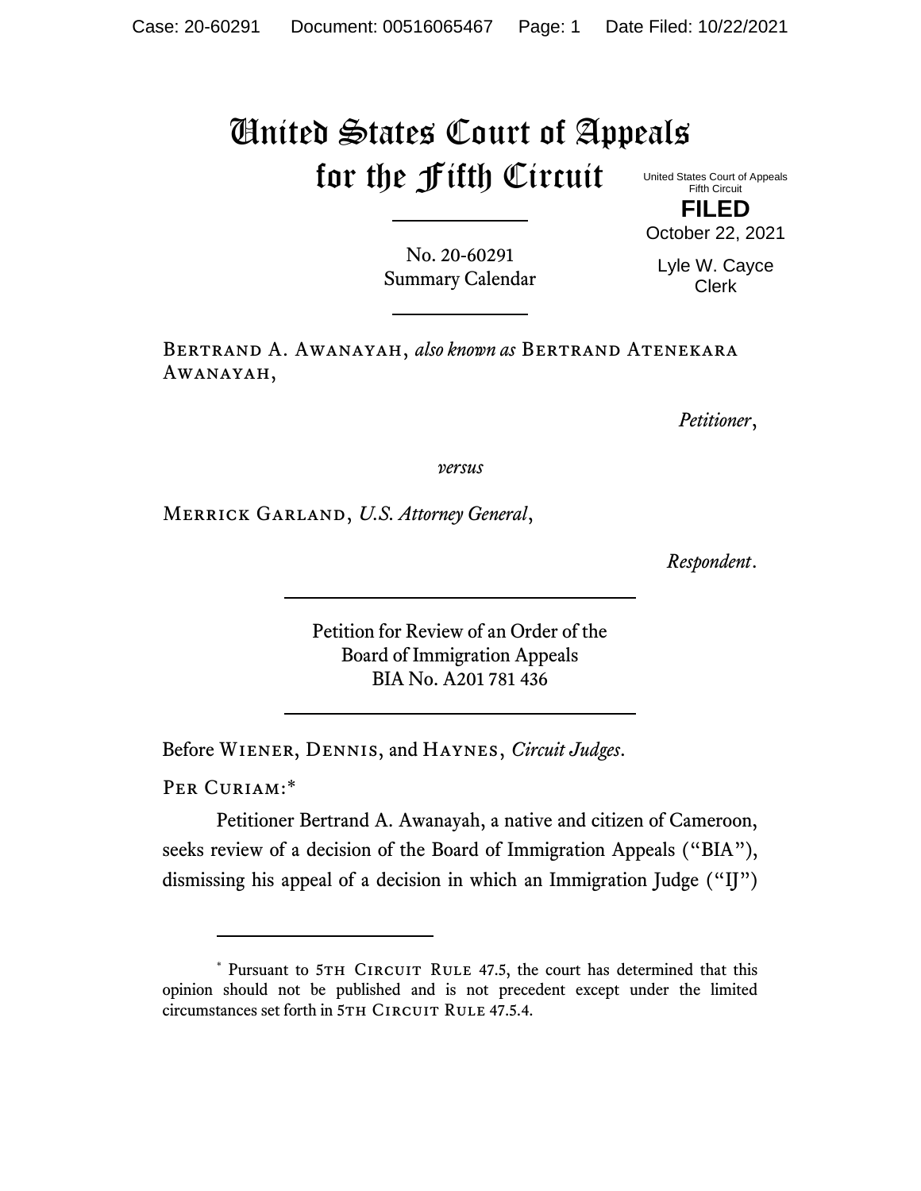# United States Court of Appeals for the Fifth Circuit

United States Court of Appeals
Fifth Circuit

**FILED**

October 22, 2021

Lyle W. Cayce
Clerk

No. 20-60291
Summary Calendar

---

Bertrand A. Awanayah, *also known as* Bertrand Atenekara Awanayah,

*Petitioner*,

*versus*

Merrick Garland, *U.S. Attorney General*,

*Respondent*.

---

Petition for Review of an Order of the
Board of Immigration Appeals
BIA No. A201 781 436

---

Before Wiener, Dennis, and Haynes, *Circuit Judges*.

Per Curiam:*

Petitioner Bertrand A. Awanayah, a native and citizen of Cameroon, seeks review of a decision of the Board of Immigration Appeals ("BIA"), dismissing his appeal of a decision in which an Immigration Judge ("IJ")

---

\* Pursuant to 5th Circuit Rule 47.5, the court has determined that this opinion should not be published and is not precedent except under the limited circumstances set forth in 5th Circuit Rule 47.5.4.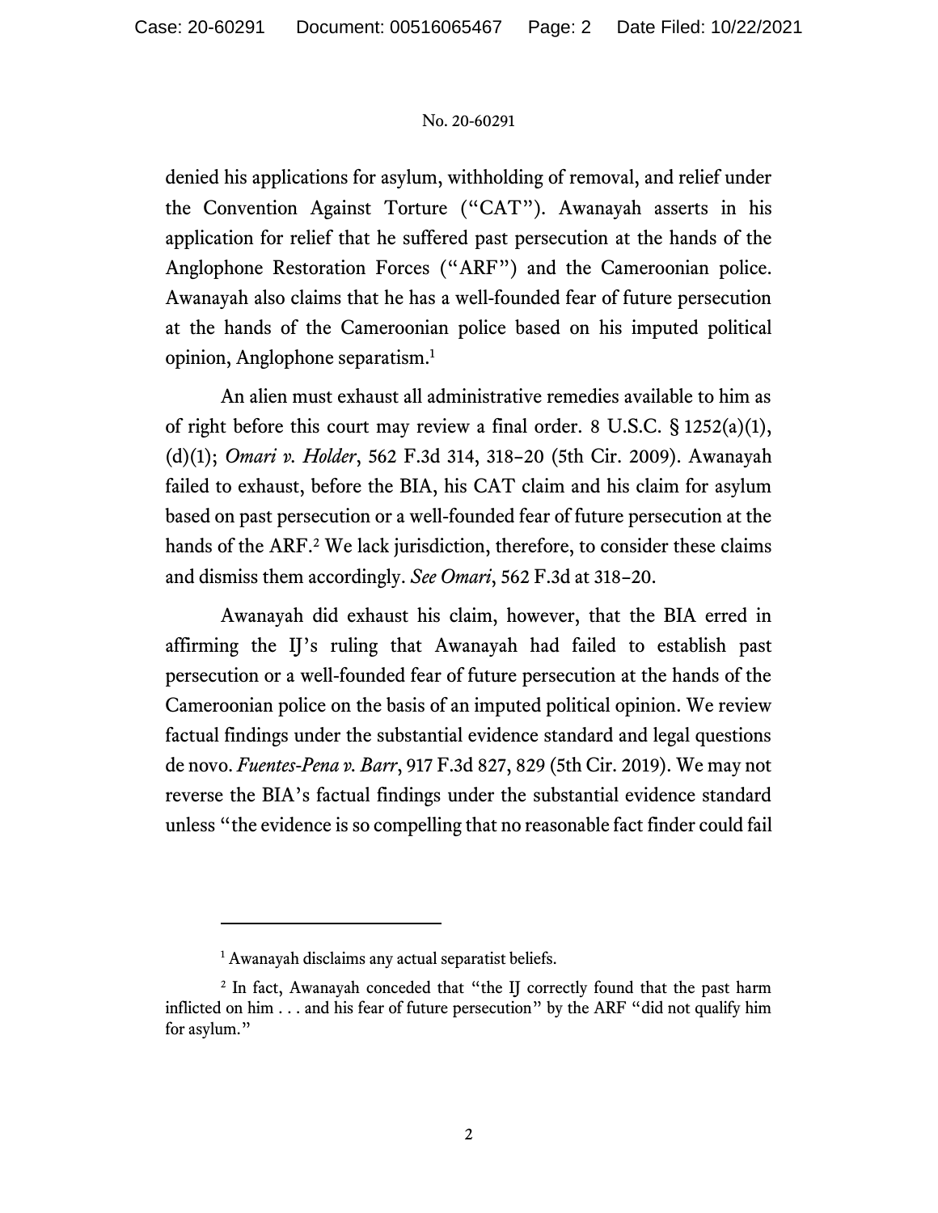denied his applications for asylum, withholding of removal, and relief under the Convention Against Torture ("CAT"). Awanayah asserts in his application for relief that he suffered past persecution at the hands of the Anglophone Restoration Forces ("ARF") and the Cameroonian police. Awanayah also claims that he has a well-founded fear of future persecution at the hands of the Cameroonian police based on his imputed political opinion, Anglophone separatism.[1]

An alien must exhaust all administrative remedies available to him as of right before this court may review a final order. 8 U.S.C. § 1252(a)(1), (d)(1); *Omari v. Holder*, 562 F.3d 314, 318–20 (5th Cir. 2009). Awanayah failed to exhaust, before the BIA, his CAT claim and his claim for asylum based on past persecution or a well-founded fear of future persecution at the hands of the ARF.[2] We lack jurisdiction, therefore, to consider these claims and dismiss them accordingly. *See Omari*, 562 F.3d at 318–20.

Awanayah did exhaust his claim, however, that the BIA erred in affirming the IJ's ruling that Awanayah had failed to establish past persecution or a well-founded fear of future persecution at the hands of the Cameroonian police on the basis of an imputed political opinion. We review factual findings under the substantial evidence standard and legal questions de novo. *Fuentes-Pena v. Barr*, 917 F.3d 827, 829 (5th Cir. 2019). We may not reverse the BIA's factual findings under the substantial evidence standard unless "the evidence is so compelling that no reasonable fact finder could fail

---

[1] Awanayah disclaims any actual separatist beliefs.

[2] In fact, Awanayah conceded that "the IJ correctly found that the past harm inflicted on him . . . and his fear of future persecution" by the ARF "did not qualify him for asylum."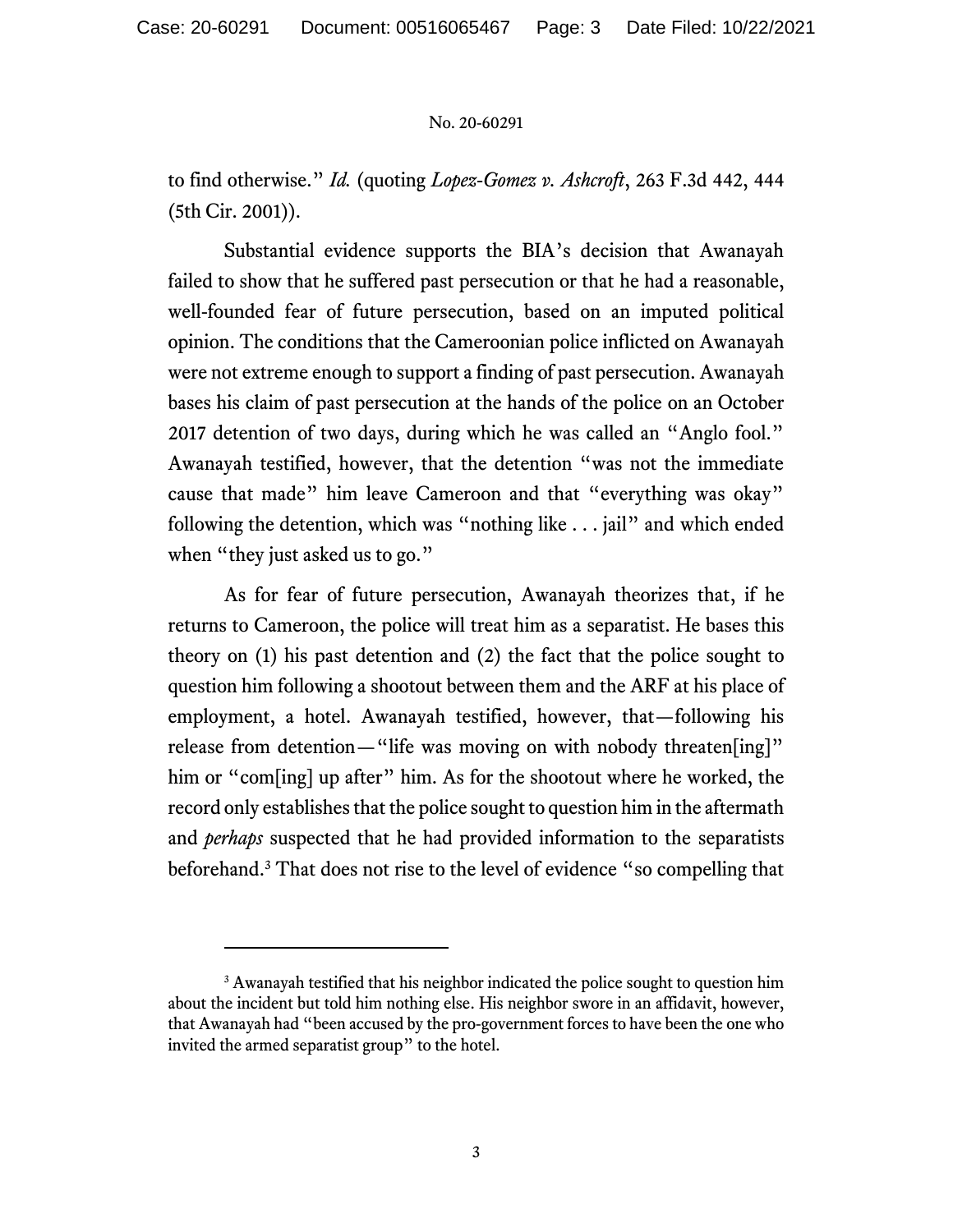to find otherwise." *Id.* (quoting *Lopez-Gomez v. Ashcroft*, 263 F.3d 442, 444 (5th Cir. 2001)).

Substantial evidence supports the BIA's decision that Awanayah failed to show that he suffered past persecution or that he had a reasonable, well-founded fear of future persecution, based on an imputed political opinion. The conditions that the Cameroonian police inflicted on Awanayah were not extreme enough to support a finding of past persecution. Awanayah bases his claim of past persecution at the hands of the police on an October 2017 detention of two days, during which he was called an "Anglo fool." Awanayah testified, however, that the detention "was not the immediate cause that made" him leave Cameroon and that "everything was okay" following the detention, which was "nothing like . . . jail" and which ended when "they just asked us to go."

As for fear of future persecution, Awanayah theorizes that, if he returns to Cameroon, the police will treat him as a separatist. He bases this theory on (1) his past detention and (2) the fact that the police sought to question him following a shootout between them and the ARF at his place of employment, a hotel. Awanayah testified, however, that—following his release from detention—"life was moving on with nobody threaten[ing]" him or "com[ing] up after" him. As for the shootout where he worked, the record only establishes that the police sought to question him in the aftermath and *perhaps* suspected that he had provided information to the separatists beforehand.[3] That does not rise to the level of evidence "so compelling that

[3] Awanayah testified that his neighbor indicated the police sought to question him about the incident but told him nothing else. His neighbor swore in an affidavit, however, that Awanayah had "been accused by the pro-government forces to have been the one who invited the armed separatist group" to the hotel.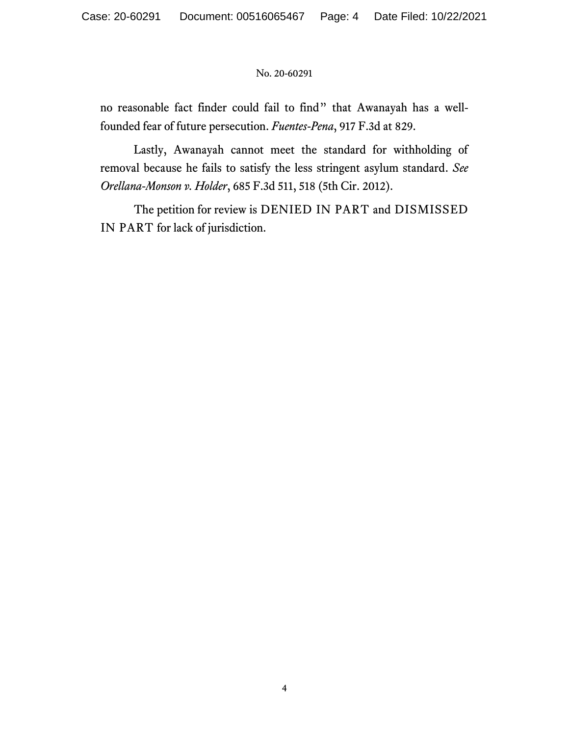no reasonable fact finder could fail to find" that Awanayah has a well-founded fear of future persecution. *Fuentes-Pena*, 917 F.3d at 829.

Lastly, Awanayah cannot meet the standard for withholding of removal because he fails to satisfy the less stringent asylum standard. *See Orellana-Monson v. Holder*, 685 F.3d 511, 518 (5th Cir. 2012).

The petition for review is DENIED IN PART and DISMISSED IN PART for lack of jurisdiction.